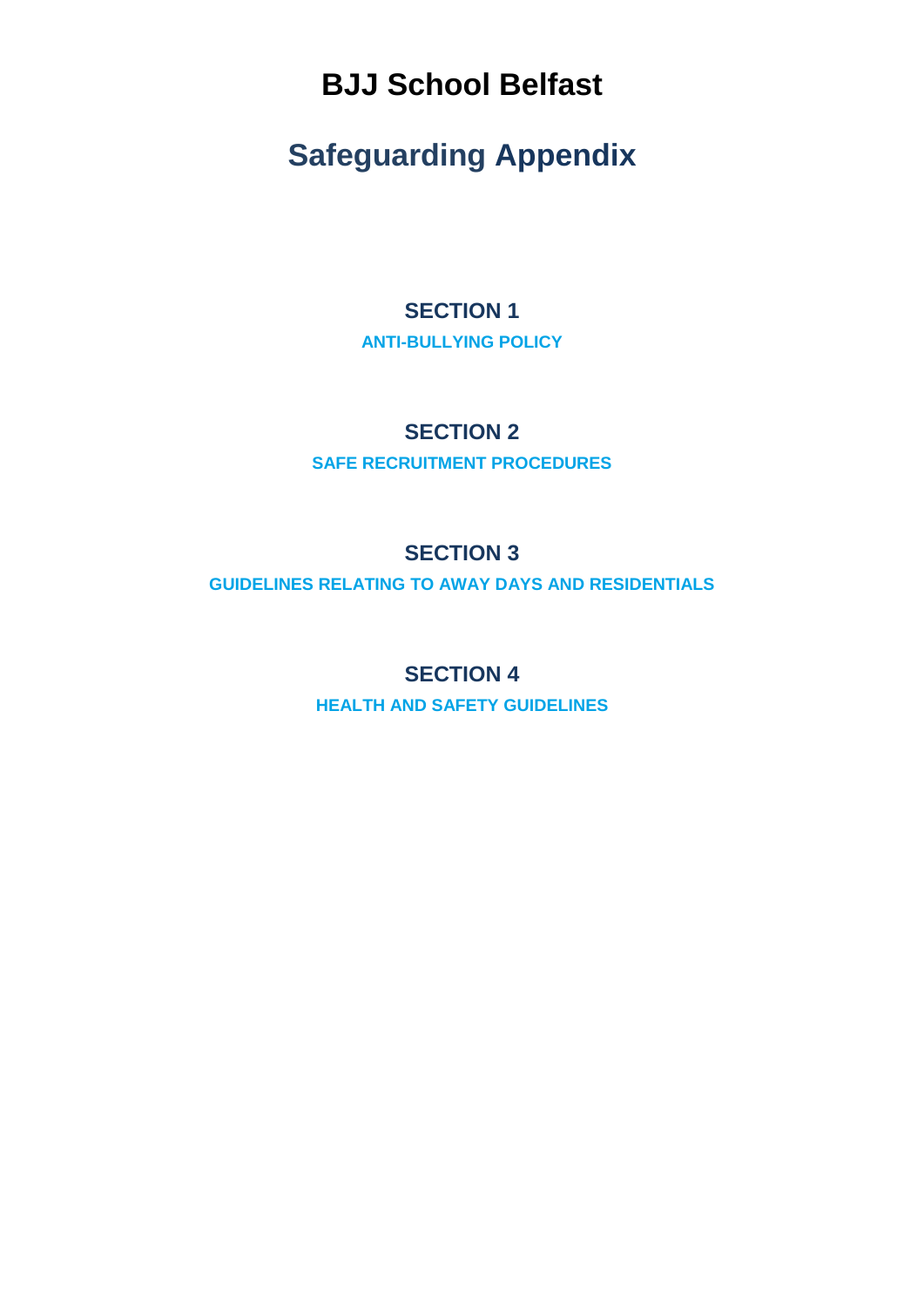# BJJ School Belfast

## Safeguarding Appendix

### SECTION 1

**ANTI-BULLYING POLICY**

### SECTION 2

**SAFE RECRUITMENT PROCEDURES**

### SECTION 3

**GUIDELINES RELATING TO AWAY DAYS AND RESIDENTIALS**

### SECTION 4

**HEALTH AND SAFETY GUIDELINES**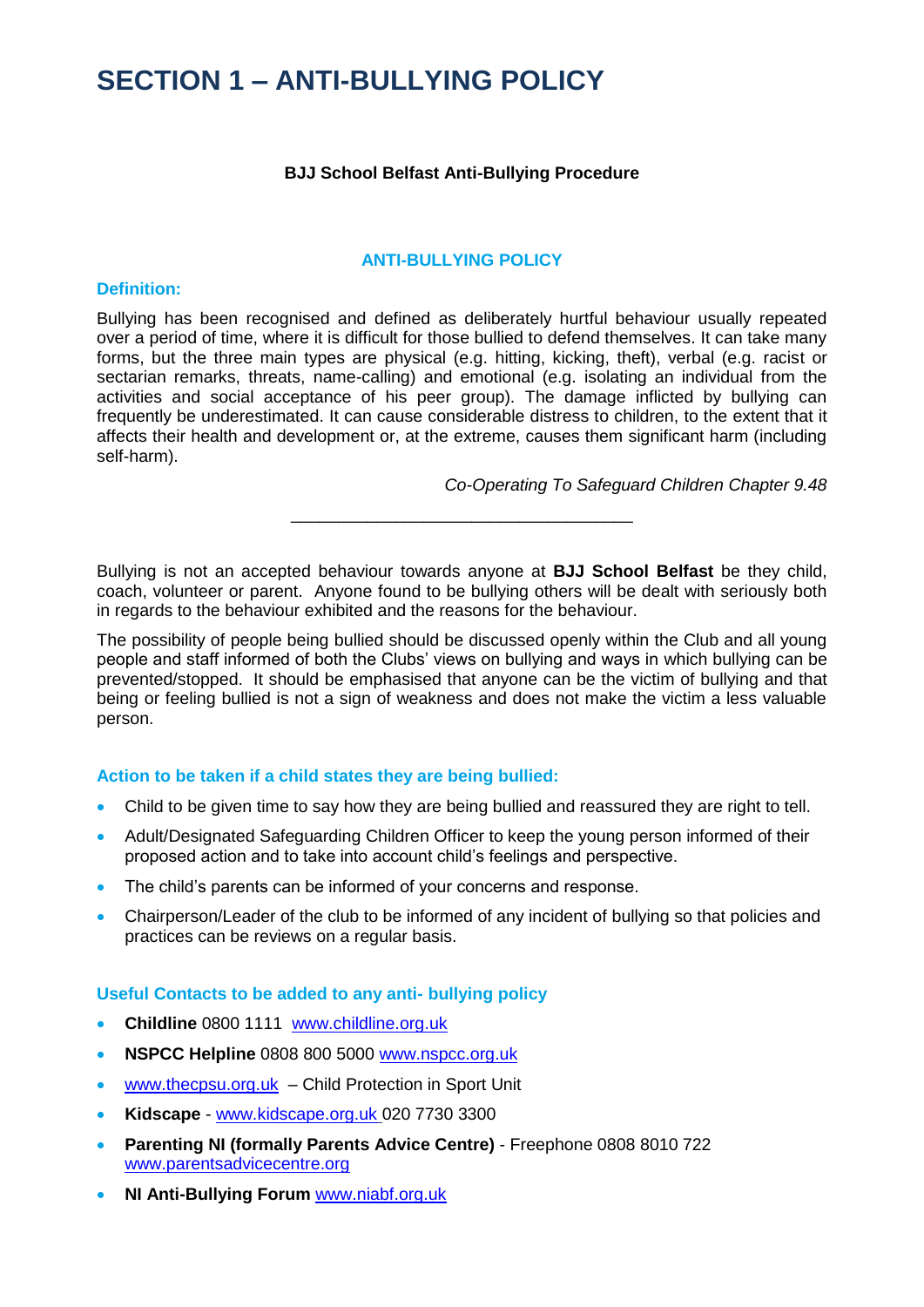# SECTION 1 – ANTI-BULLYING POLICY

**BJJ School Belfast Anti-Bullying Procedure**

## ANTI-BULLYING POLICY

### Definition:

Bullying has been recognised and defined as deliberately hurtful behaviour usually repeated over a period of time, where it is difficult for those bullied to defend themselves. It can take many forms, but the three main types are physical (e.g. hitting, kicking, theft), verbal (e.g. racist or sectarian remarks, threats, name-calling) and emotional (e.g. isolating an individual from the activities and social acceptance of his peer group). The damage inflicted by bullying can frequently be underestimated. It can cause considerable distress to children, to the extent that it affects their health and development or, at the extreme, causes them significant harm (including self-harm).

*Co-Operating To Safeguard Children Chapter 9.48*

---

Bullying is not an accepted behaviour towards anyone at **BJJ School Belfast** be they child, coach, volunteer or parent. Anyone found to be bullying others will be dealt with seriously both in regards to the behaviour exhibited and the reasons for the behaviour.

The possibility of people being bullied should be discussed openly within the Club and all young people and staff informed of both the Clubs' views on bullying and ways in which bullying can be prevented/stopped. It should be emphasised that anyone can be the victim of bullying and that being or feeling bullied is not a sign of weakness and does not make the victim a less valuable person.

### Action to be taken if a child states they are being bullied:

- Child to be given time to say how they are being bullied and reassured they are right to tell.
- Adult/Designated Safeguarding Children Officer to keep the young person informed of their proposed action and to take into account child's feelings and perspective.
- The child's parents can be informed of your concerns and response.
- Chairperson/Leader of the club to be informed of any incident of bullying so that policies and practices can be reviews on a regular basis.

### Useful Contacts to be added to any anti- bullying policy

- **Childline** 0800 1111 www.childline.org.uk
- **NSPCC Helpline** 0808 800 5000 www.nspcc.org.uk
- www.thecpsu.org.uk – Child Protection in Sport Unit
- **Kidscape** - www.kidscape.org.uk 020 7730 3300
- **Parenting NI (formally Parents Advice Centre)** - Freephone 0808 8010 722 www.parentsadvicecentre.org
- **NI Anti-Bullying Forum** www.niabf.org.uk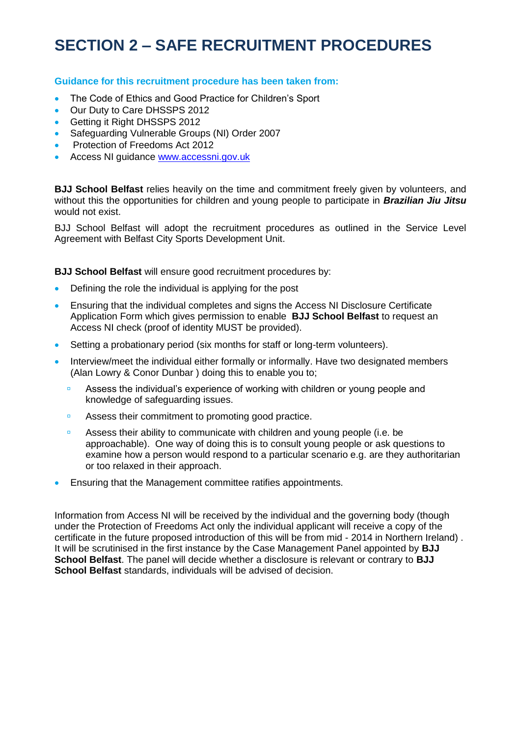# SECTION 2 – SAFE RECRUITMENT PROCEDURES

**Guidance for this recruitment procedure has been taken from:**

- The Code of Ethics and Good Practice for Children's Sport
- Our Duty to Care DHSSPS 2012
- Getting it Right DHSSPS 2012
- Safeguarding Vulnerable Groups (NI) Order 2007
- Protection of Freedoms Act 2012
- Access NI guidance [www.accessni.gov.uk](http://www.accessni.gov.uk)

**BJJ School Belfast** relies heavily on the time and commitment freely given by volunteers, and without this the opportunities for children and young people to participate in ***Brazilian Jiu Jitsu*** would not exist.

BJJ School Belfast will adopt the recruitment procedures as outlined in the Service Level Agreement with Belfast City Sports Development Unit.

**BJJ School Belfast** will ensure good recruitment procedures by:

- Defining the role the individual is applying for the post
- Ensuring that the individual completes and signs the Access NI Disclosure Certificate Application Form which gives permission to enable **BJJ School Belfast** to request an Access NI check (proof of identity MUST be provided).
- Setting a probationary period (six months for staff or long-term volunteers).
- Interview/meet the individual either formally or informally. Have two designated members (Alan Lowry & Conor Dunbar ) doing this to enable you to;
  - Assess the individual's experience of working with children or young people and knowledge of safeguarding issues.
  - Assess their commitment to promoting good practice.
  - Assess their ability to communicate with children and young people (i.e. be approachable). One way of doing this is to consult young people or ask questions to examine how a person would respond to a particular scenario e.g. are they authoritarian or too relaxed in their approach.
- Ensuring that the Management committee ratifies appointments.

Information from Access NI will be received by the individual and the governing body (though under the Protection of Freedoms Act only the individual applicant will receive a copy of the certificate in the future proposed introduction of this will be from mid - 2014 in Northern Ireland) . It will be scrutinised in the first instance by the Case Management Panel appointed by **BJJ School Belfast**. The panel will decide whether a disclosure is relevant or contrary to **BJJ School Belfast** standards, individuals will be advised of decision.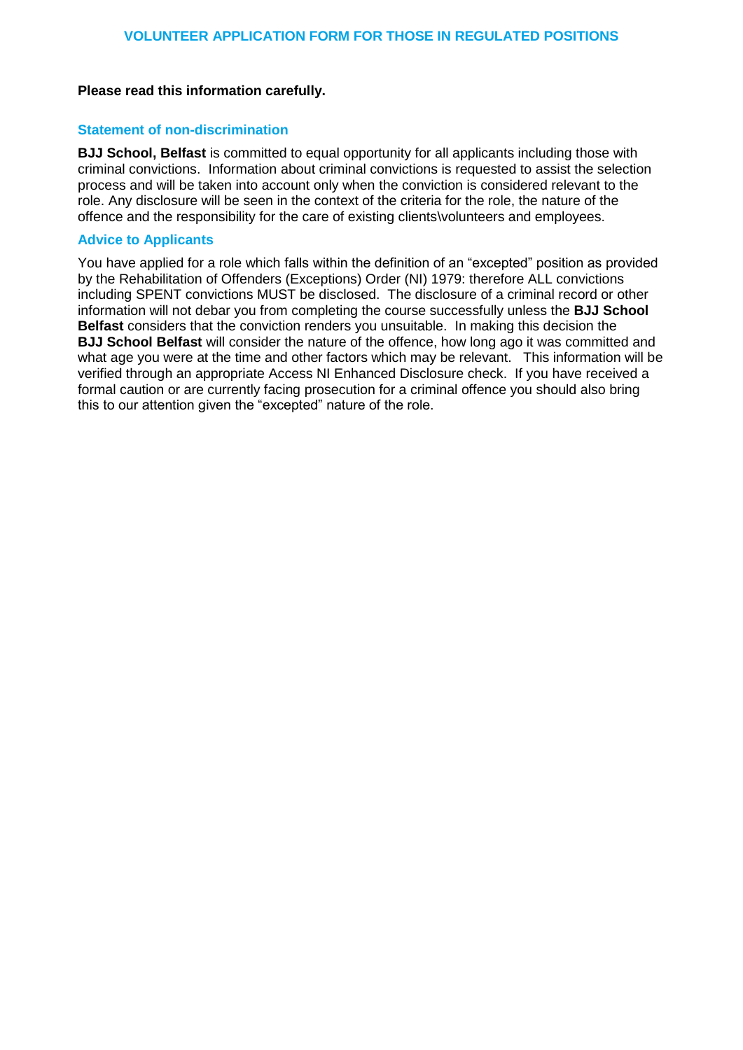# VOLUNTEER APPLICATION FORM FOR THOSE IN REGULATED POSITIONS

**Please read this information carefully.**

## Statement of non-discrimination

**BJJ School, Belfast** is committed to equal opportunity for all applicants including those with criminal convictions. Information about criminal convictions is requested to assist the selection process and will be taken into account only when the conviction is considered relevant to the role. Any disclosure will be seen in the context of the criteria for the role, the nature of the offence and the responsibility for the care of existing clients\volunteers and employees.

## Advice to Applicants

You have applied for a role which falls within the definition of an "excepted" position as provided by the Rehabilitation of Offenders (Exceptions) Order (NI) 1979: therefore ALL convictions including SPENT convictions MUST be disclosed. The disclosure of a criminal record or other information will not debar you from completing the course successfully unless the **BJJ School Belfast** considers that the conviction renders you unsuitable. In making this decision the **BJJ School Belfast** will consider the nature of the offence, how long ago it was committed and what age you were at the time and other factors which may be relevant. This information will be verified through an appropriate Access NI Enhanced Disclosure check. If you have received a formal caution or are currently facing prosecution for a criminal offence you should also bring this to our attention given the "excepted" nature of the role.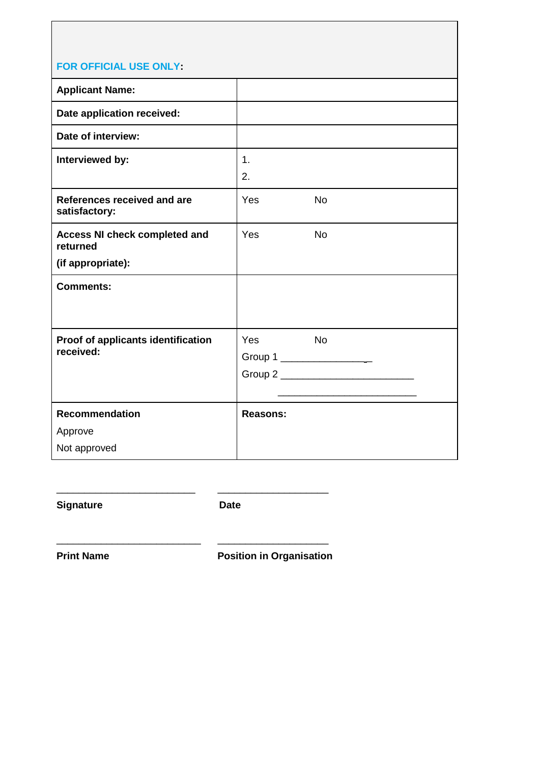| **FOR OFFICIAL USE ONLY:** | |
|---|---|
| **Applicant Name:** | |
| **Date application received:** | |
| **Date of interview:** | |
| **Interviewed by:** | 1.<br>2. |
| **References received and are satisfactory:** | Yes No |
| **Access NI check completed and returned**<br>**(if appropriate):** | Yes No |
| **Comments:** | |
| **Proof of applicants identification received:** | Yes No<br>Group 1 ________________<br>Group 2 ________________________<br>________________________ |
| **Recommendation**<br>Approve<br>Not approved | **Reasons:** |

_________________________ _____________________

**Signature** **Date**

_________________________ _____________________

**Print Name** **Position in Organisation**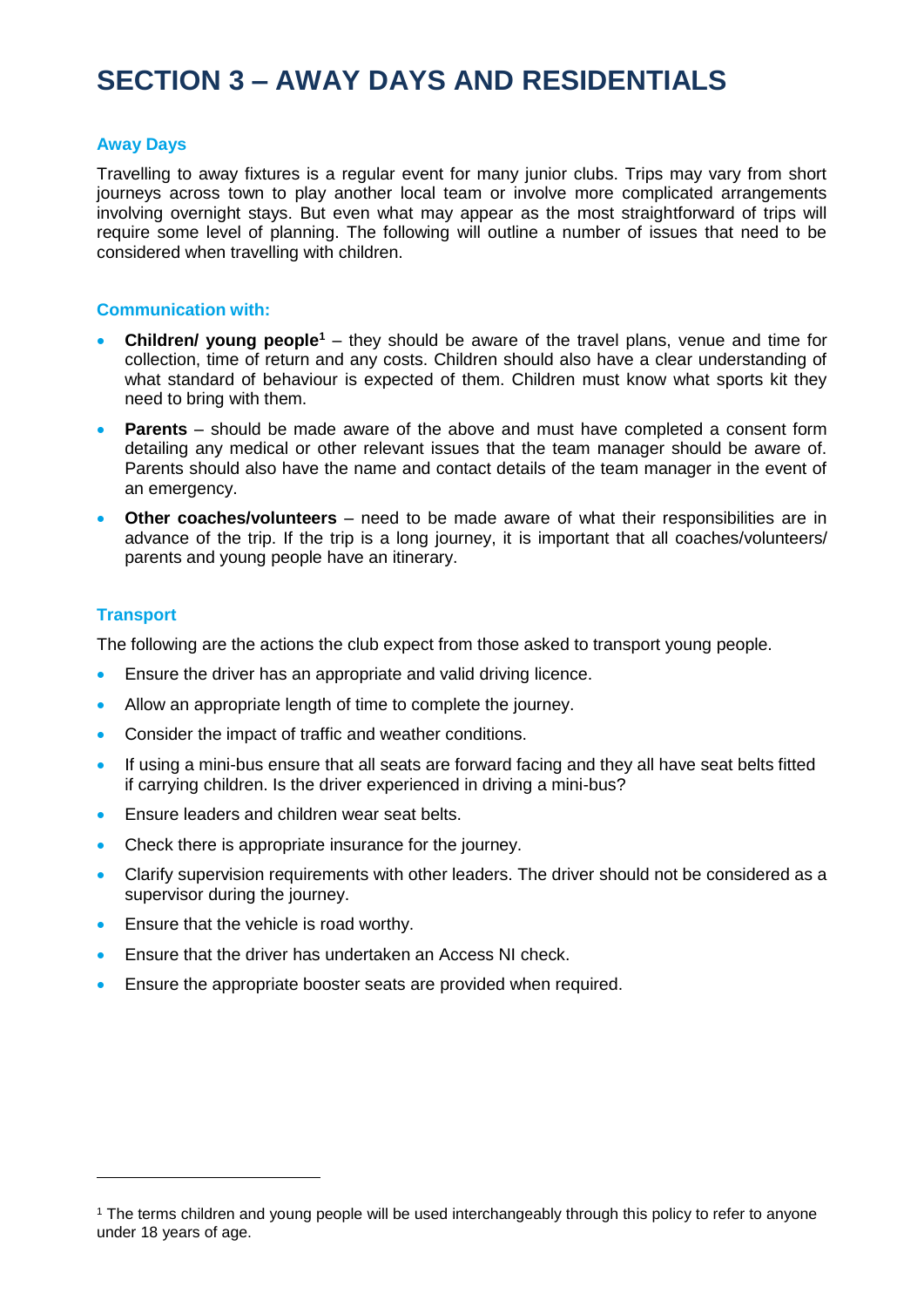# SECTION 3 – AWAY DAYS AND RESIDENTIALS

### Away Days

Travelling to away fixtures is a regular event for many junior clubs. Trips may vary from short journeys across town to play another local team or involve more complicated arrangements involving overnight stays. But even what may appear as the most straightforward of trips will require some level of planning. The following will outline a number of issues that need to be considered when travelling with children.

### Communication with:

- **Children/ young people**[1] – they should be aware of the travel plans, venue and time for collection, time of return and any costs. Children should also have a clear understanding of what standard of behaviour is expected of them. Children must know what sports kit they need to bring with them.
- **Parents** – should be made aware of the above and must have completed a consent form detailing any medical or other relevant issues that the team manager should be aware of. Parents should also have the name and contact details of the team manager in the event of an emergency.
- **Other coaches/volunteers** – need to be made aware of what their responsibilities are in advance of the trip. If the trip is a long journey, it is important that all coaches/volunteers/ parents and young people have an itinerary.

### Transport

The following are the actions the club expect from those asked to transport young people.

- Ensure the driver has an appropriate and valid driving licence.
- Allow an appropriate length of time to complete the journey.
- Consider the impact of traffic and weather conditions.
- If using a mini-bus ensure that all seats are forward facing and they all have seat belts fitted if carrying children. Is the driver experienced in driving a mini-bus?
- Ensure leaders and children wear seat belts.
- Check there is appropriate insurance for the journey.
- Clarify supervision requirements with other leaders. The driver should not be considered as a supervisor during the journey.
- Ensure that the vehicle is road worthy.
- Ensure that the driver has undertaken an Access NI check.
- Ensure the appropriate booster seats are provided when required.

---

[1] The terms children and young people will be used interchangeably through this policy to refer to anyone under 18 years of age.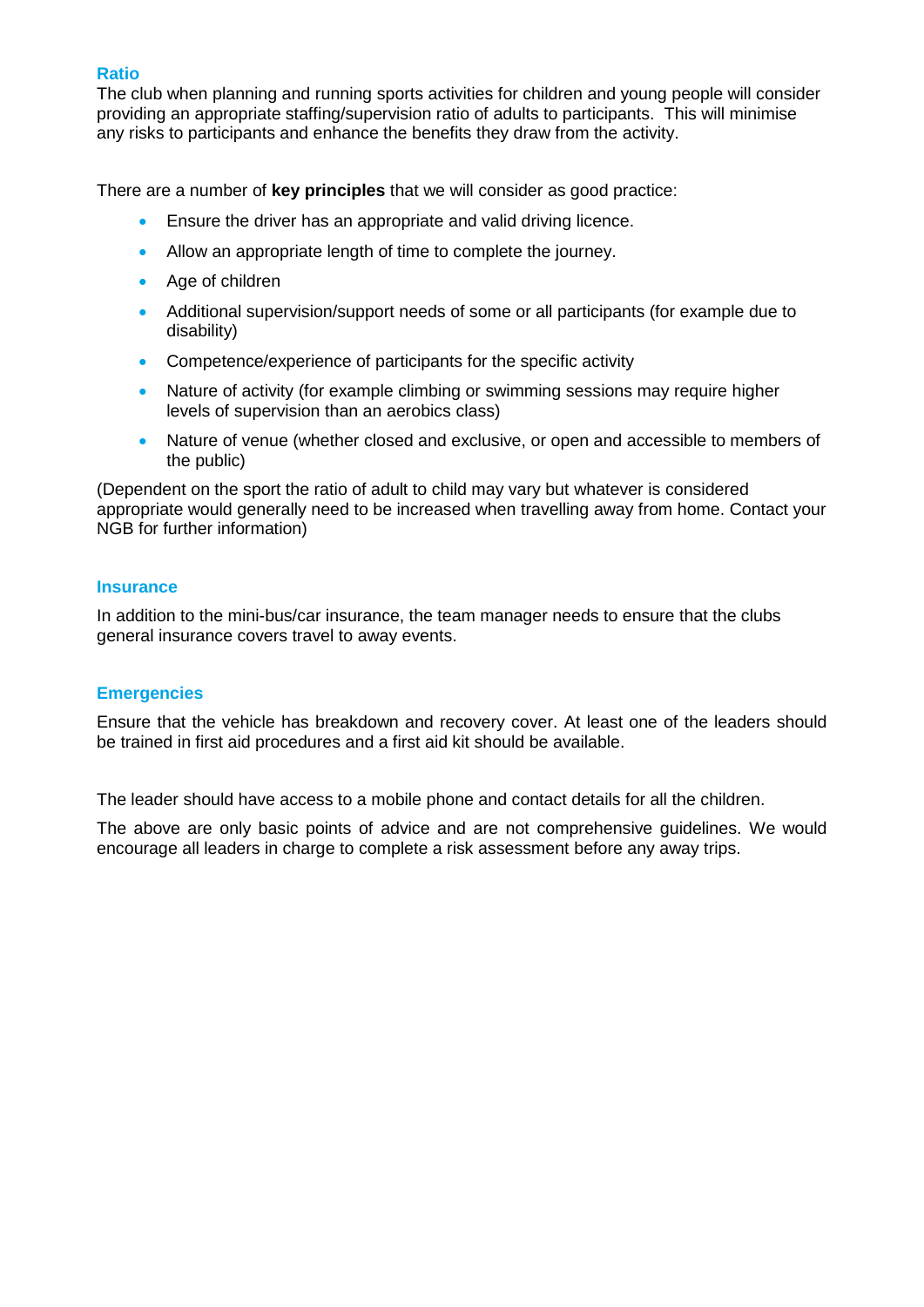### Ratio

The club when planning and running sports activities for children and young people will consider providing an appropriate staffing/supervision ratio of adults to participants. This will minimise any risks to participants and enhance the benefits they draw from the activity.

There are a number of **key principles** that we will consider as good practice:

- Ensure the driver has an appropriate and valid driving licence.
- Allow an appropriate length of time to complete the journey.
- Age of children
- Additional supervision/support needs of some or all participants (for example due to disability)
- Competence/experience of participants for the specific activity
- Nature of activity (for example climbing or swimming sessions may require higher levels of supervision than an aerobics class)
- Nature of venue (whether closed and exclusive, or open and accessible to members of the public)

(Dependent on the sport the ratio of adult to child may vary but whatever is considered appropriate would generally need to be increased when travelling away from home. Contact your NGB for further information)

### Insurance

In addition to the mini-bus/car insurance, the team manager needs to ensure that the clubs general insurance covers travel to away events.

### Emergencies

Ensure that the vehicle has breakdown and recovery cover. At least one of the leaders should be trained in first aid procedures and a first aid kit should be available.

The leader should have access to a mobile phone and contact details for all the children.

The above are only basic points of advice and are not comprehensive guidelines. We would encourage all leaders in charge to complete a risk assessment before any away trips.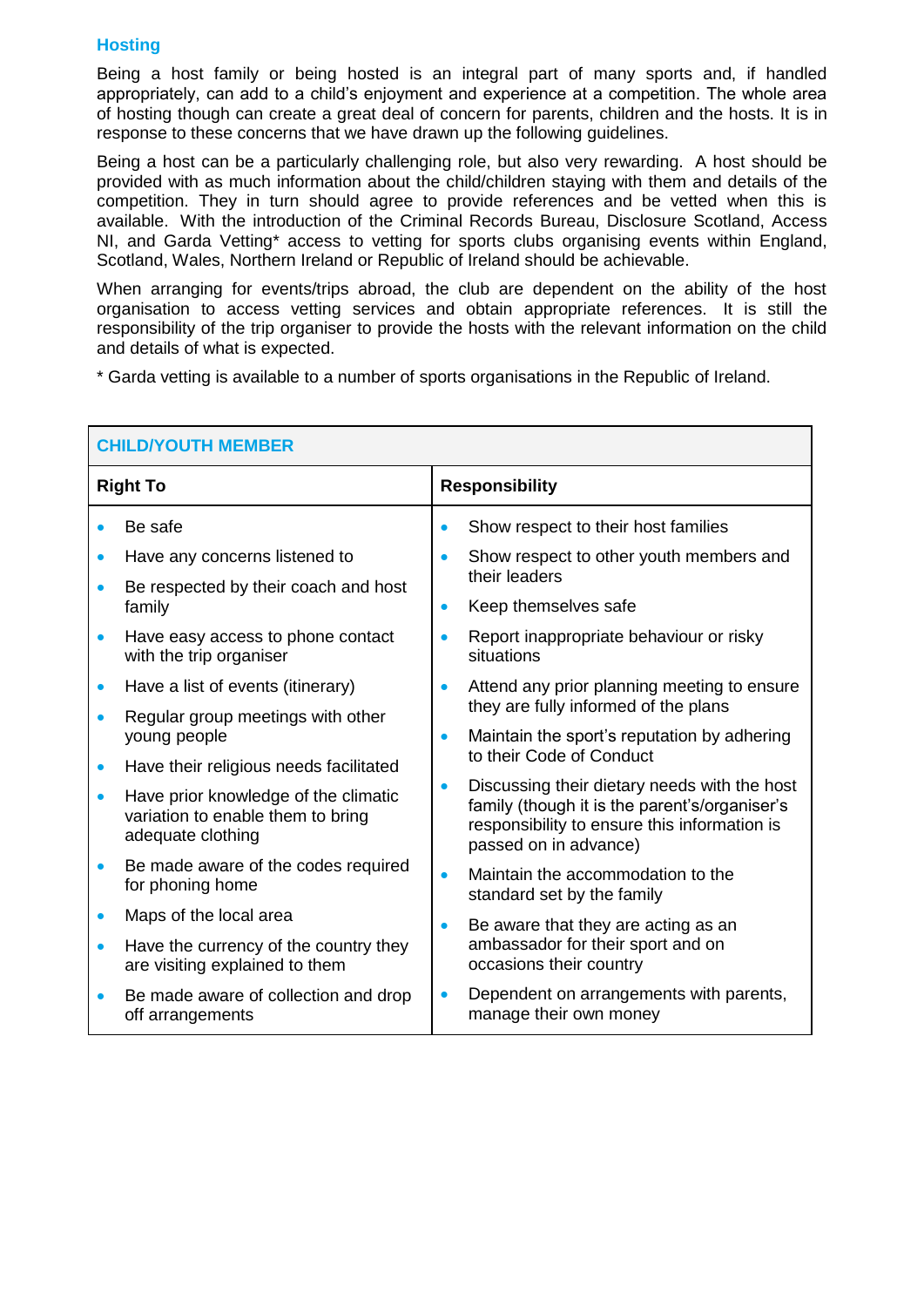## Hosting

Being a host family or being hosted is an integral part of many sports and, if handled appropriately, can add to a child's enjoyment and experience at a competition. The whole area of hosting though can create a great deal of concern for parents, children and the hosts. It is in response to these concerns that we have drawn up the following guidelines.

Being a host can be a particularly challenging role, but also very rewarding. A host should be provided with as much information about the child/children staying with them and details of the competition. They in turn should agree to provide references and be vetted when this is available. With the introduction of the Criminal Records Bureau, Disclosure Scotland, Access NI, and Garda Vetting* access to vetting for sports clubs organising events within England, Scotland, Wales, Northern Ireland or Republic of Ireland should be achievable.

When arranging for events/trips abroad, the club are dependent on the ability of the host organisation to access vetting services and obtain appropriate references. It is still the responsibility of the trip organiser to provide the hosts with the relevant information on the child and details of what is expected.

\* Garda vetting is available to a number of sports organisations in the Republic of Ireland.

| CHILD/YOUTH MEMBER | |
|---|---|
| **Right To** | **Responsibility** |
| • Be safe<br>• Have any concerns listened to<br>• Be respected by their coach and host family<br>• Have easy access to phone contact with the trip organiser<br>• Have a list of events (itinerary)<br>• Regular group meetings with other young people<br>• Have their religious needs facilitated<br>• Have prior knowledge of the climatic variation to enable them to bring adequate clothing<br>• Be made aware of the codes required for phoning home<br>• Maps of the local area<br>• Have the currency of the country they are visiting explained to them<br>• Be made aware of collection and drop off arrangements | • Show respect to their host families<br>• Show respect to other youth members and their leaders<br>• Keep themselves safe<br>• Report inappropriate behaviour or risky situations<br>• Attend any prior planning meeting to ensure they are fully informed of the plans<br>• Maintain the sport's reputation by adhering to their Code of Conduct<br>• Discussing their dietary needs with the host family (though it is the parent's/organiser's responsibility to ensure this information is passed on in advance)<br>• Maintain the accommodation to the standard set by the family<br>• Be aware that they are acting as an ambassador for their sport and on occasions their country<br>• Dependent on arrangements with parents, manage their own money |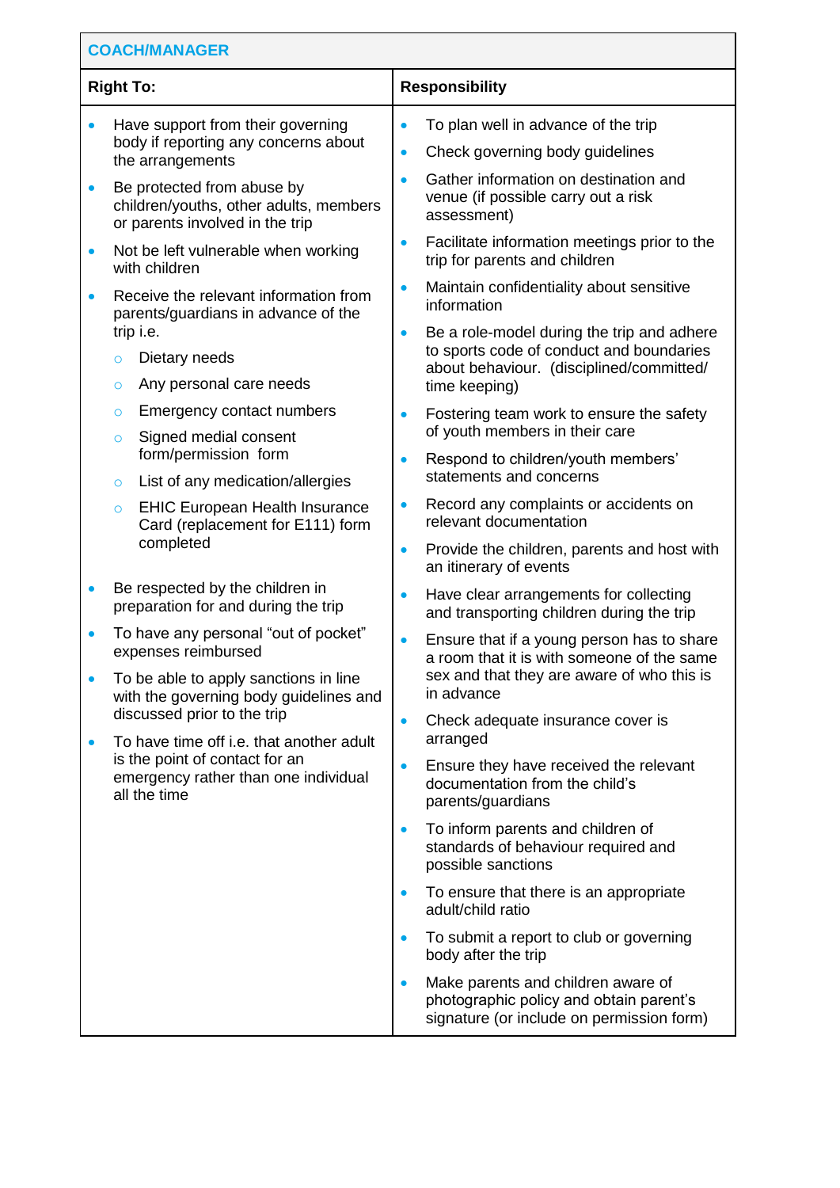| COACH/MANAGER | |
|---|---|
| **Right To:** | **Responsibility** |
| • Have support from their governing body if reporting any concerns about the arrangements<br>• Be protected from abuse by children/youths, other adults, members or parents involved in the trip<br>• Not be left vulnerable when working with children<br>• Receive the relevant information from parents/guardians in advance of the trip i.e.<br>  ○ Dietary needs<br>  ○ Any personal care needs<br>  ○ Emergency contact numbers<br>  ○ Signed medial consent form/permission form<br>  ○ List of any medication/allergies<br>  ○ EHIC European Health Insurance Card (replacement for E111) form completed<br>• Be respected by the children in preparation for and during the trip<br>• To have any personal "out of pocket" expenses reimbursed<br>• To be able to apply sanctions in line with the governing body guidelines and discussed prior to the trip<br>• To have time off i.e. that another adult is the point of contact for an emergency rather than one individual all the time | • To plan well in advance of the trip<br>• Check governing body guidelines<br>• Gather information on destination and venue (if possible carry out a risk assessment)<br>• Facilitate information meetings prior to the trip for parents and children<br>• Maintain confidentiality about sensitive information<br>• Be a role-model during the trip and adhere to sports code of conduct and boundaries about behaviour. (disciplined/committed/ time keeping)<br>• Fostering team work to ensure the safety of youth members in their care<br>• Respond to children/youth members' statements and concerns<br>• Record any complaints or accidents on relevant documentation<br>• Provide the children, parents and host with an itinerary of events<br>• Have clear arrangements for collecting and transporting children during the trip<br>• Ensure that if a young person has to share a room that it is with someone of the same sex and that they are aware of who this is in advance<br>• Check adequate insurance cover is arranged<br>• Ensure they have received the relevant documentation from the child's parents/guardians<br>• To inform parents and children of standards of behaviour required and possible sanctions<br>• To ensure that there is an appropriate adult/child ratio<br>• To submit a report to club or governing body after the trip<br>• Make parents and children aware of photographic policy and obtain parent's signature (or include on permission form) |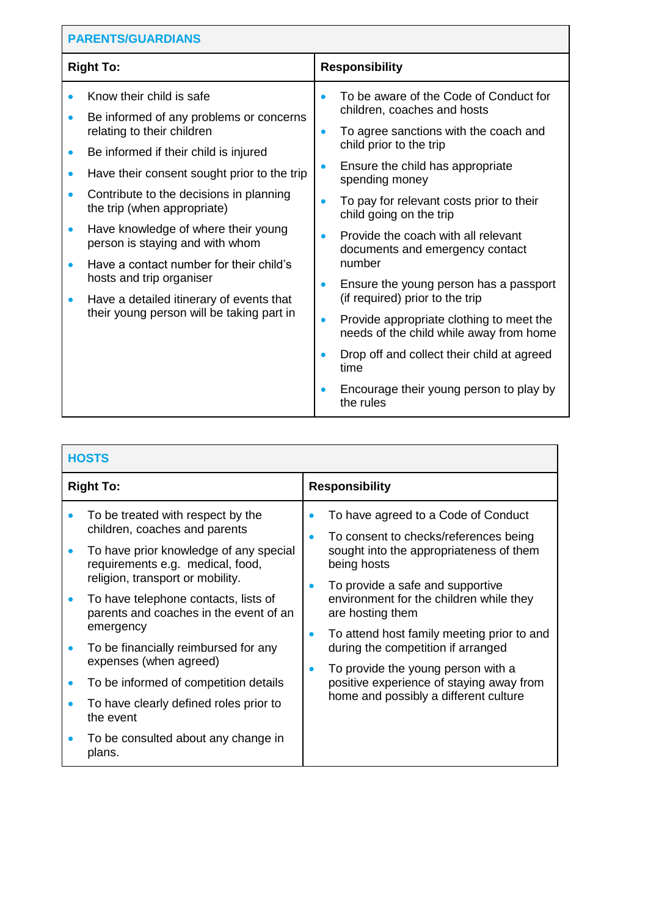| PARENTS/GUARDIANS | |
|---|---|
| **Right To:** | **Responsibility** |
| • Know their child is safe<br>• Be informed of any problems or concerns relating to their children<br>• Be informed if their child is injured<br>• Have their consent sought prior to the trip<br>• Contribute to the decisions in planning the trip (when appropriate)<br>• Have knowledge of where their young person is staying and with whom<br>• Have a contact number for their child's hosts and trip organiser<br>• Have a detailed itinerary of events that their young person will be taking part in | • To be aware of the Code of Conduct for children, coaches and hosts<br>• To agree sanctions with the coach and child prior to the trip<br>• Ensure the child has appropriate spending money<br>• To pay for relevant costs prior to their child going on the trip<br>• Provide the coach with all relevant documents and emergency contact number<br>• Ensure the young person has a passport (if required) prior to the trip<br>• Provide appropriate clothing to meet the needs of the child while away from home<br>• Drop off and collect their child at agreed time<br>• Encourage their young person to play by the rules |

| HOSTS | |
|---|---|
| **Right To:** | **Responsibility** |
| • To be treated with respect by the children, coaches and parents<br>• To have prior knowledge of any special requirements e.g. medical, food, religion, transport or mobility.<br>• To have telephone contacts, lists of parents and coaches in the event of an emergency<br>• To be financially reimbursed for any expenses (when agreed)<br>• To be informed of competition details<br>• To have clearly defined roles prior to the event<br>• To be consulted about any change in plans. | • To have agreed to a Code of Conduct<br>• To consent to checks/references being sought into the appropriateness of them being hosts<br>• To provide a safe and supportive environment for the children while they are hosting them<br>• To attend host family meeting prior to and during the competition if arranged<br>• To provide the young person with a positive experience of staying away from home and possibly a different culture |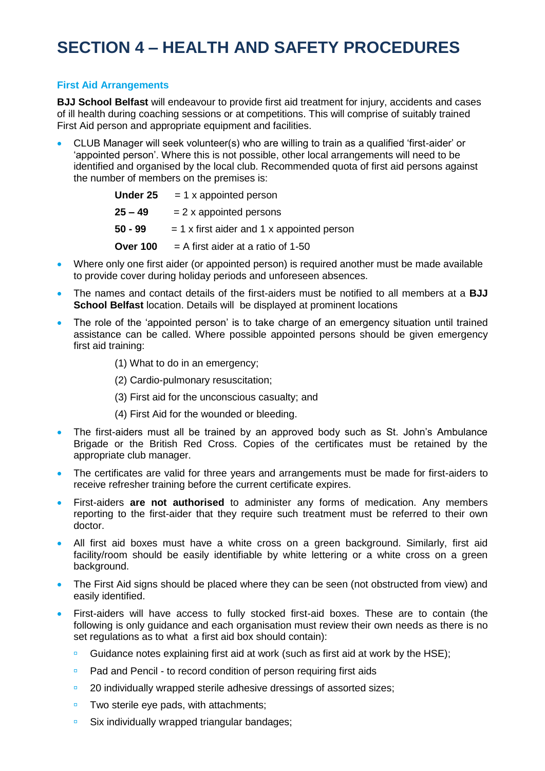# SECTION 4 – HEALTH AND SAFETY PROCEDURES

### First Aid Arrangements

**BJJ School Belfast** will endeavour to provide first aid treatment for injury, accidents and cases of ill health during coaching sessions or at competitions. This will comprise of suitably trained First Aid person and appropriate equipment and facilities.

- CLUB Manager will seek volunteer(s) who are willing to train as a qualified 'first-aider' or 'appointed person'. Where this is not possible, other local arrangements will need to be identified and organised by the local club. Recommended quota of first aid persons against the number of members on the premises is:

  **Under 25** = 1 x appointed person

  **25 – 49** = 2 x appointed persons

  **50 - 99** = 1 x first aider and 1 x appointed person

  **Over 100** = A first aider at a ratio of 1-50

- Where only one first aider (or appointed person) is required another must be made available to provide cover during holiday periods and unforeseen absences.
- The names and contact details of the first-aiders must be notified to all members at a **BJJ School Belfast** location. Details will be displayed at prominent locations
- The role of the 'appointed person' is to take charge of an emergency situation until trained assistance can be called. Where possible appointed persons should be given emergency first aid training:

  (1) What to do in an emergency;

  (2) Cardio-pulmonary resuscitation;

  (3) First aid for the unconscious casualty; and

  (4) First Aid for the wounded or bleeding.

- The first-aiders must all be trained by an approved body such as St. John's Ambulance Brigade or the British Red Cross. Copies of the certificates must be retained by the appropriate club manager.
- The certificates are valid for three years and arrangements must be made for first-aiders to receive refresher training before the current certificate expires.
- First-aiders **are not authorised** to administer any forms of medication. Any members reporting to the first-aider that they require such treatment must be referred to their own doctor.
- All first aid boxes must have a white cross on a green background. Similarly, first aid facility/room should be easily identifiable by white lettering or a white cross on a green background.
- The First Aid signs should be placed where they can be seen (not obstructed from view) and easily identified.
- First-aiders will have access to fully stocked first-aid boxes. These are to contain (the following is only guidance and each organisation must review their own needs as there is no set regulations as to what a first aid box should contain):
  - Guidance notes explaining first aid at work (such as first aid at work by the HSE);
  - Pad and Pencil - to record condition of person requiring first aids
  - 20 individually wrapped sterile adhesive dressings of assorted sizes;
  - Two sterile eye pads, with attachments;
  - Six individually wrapped triangular bandages;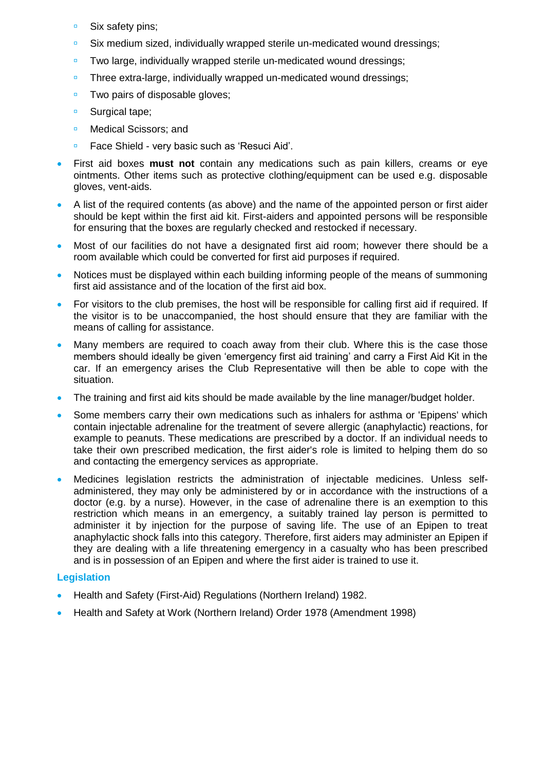- Six safety pins;
  - Six medium sized, individually wrapped sterile un-medicated wound dressings;
  - Two large, individually wrapped sterile un-medicated wound dressings;
  - Three extra-large, individually wrapped un-medicated wound dressings;
  - Two pairs of disposable gloves;
  - Surgical tape;
  - Medical Scissors; and
  - Face Shield - very basic such as 'Resuci Aid'.

- First aid boxes **must not** contain any medications such as pain killers, creams or eye ointments. Other items such as protective clothing/equipment can be used e.g. disposable gloves, vent-aids.
- A list of the required contents (as above) and the name of the appointed person or first aider should be kept within the first aid kit. First-aiders and appointed persons will be responsible for ensuring that the boxes are regularly checked and restocked if necessary.
- Most of our facilities do not have a designated first aid room; however there should be a room available which could be converted for first aid purposes if required.
- Notices must be displayed within each building informing people of the means of summoning first aid assistance and of the location of the first aid box.
- For visitors to the club premises, the host will be responsible for calling first aid if required. If the visitor is to be unaccompanied, the host should ensure that they are familiar with the means of calling for assistance.
- Many members are required to coach away from their club. Where this is the case those members should ideally be given 'emergency first aid training' and carry a First Aid Kit in the car. If an emergency arises the Club Representative will then be able to cope with the situation.
- The training and first aid kits should be made available by the line manager/budget holder.
- Some members carry their own medications such as inhalers for asthma or 'Epipens' which contain injectable adrenaline for the treatment of severe allergic (anaphylactic) reactions, for example to peanuts. These medications are prescribed by a doctor. If an individual needs to take their own prescribed medication, the first aider's role is limited to helping them do so and contacting the emergency services as appropriate.
- Medicines legislation restricts the administration of injectable medicines. Unless self-administered, they may only be administered by or in accordance with the instructions of a doctor (e.g. by a nurse). However, in the case of adrenaline there is an exemption to this restriction which means in an emergency, a suitably trained lay person is permitted to administer it by injection for the purpose of saving life. The use of an Epipen to treat anaphylactic shock falls into this category. Therefore, first aiders may administer an Epipen if they are dealing with a life threatening emergency in a casualty who has been prescribed and is in possession of an Epipen and where the first aider is trained to use it.

### Legislation

- Health and Safety (First-Aid) Regulations (Northern Ireland) 1982.
- Health and Safety at Work (Northern Ireland) Order 1978 (Amendment 1998)